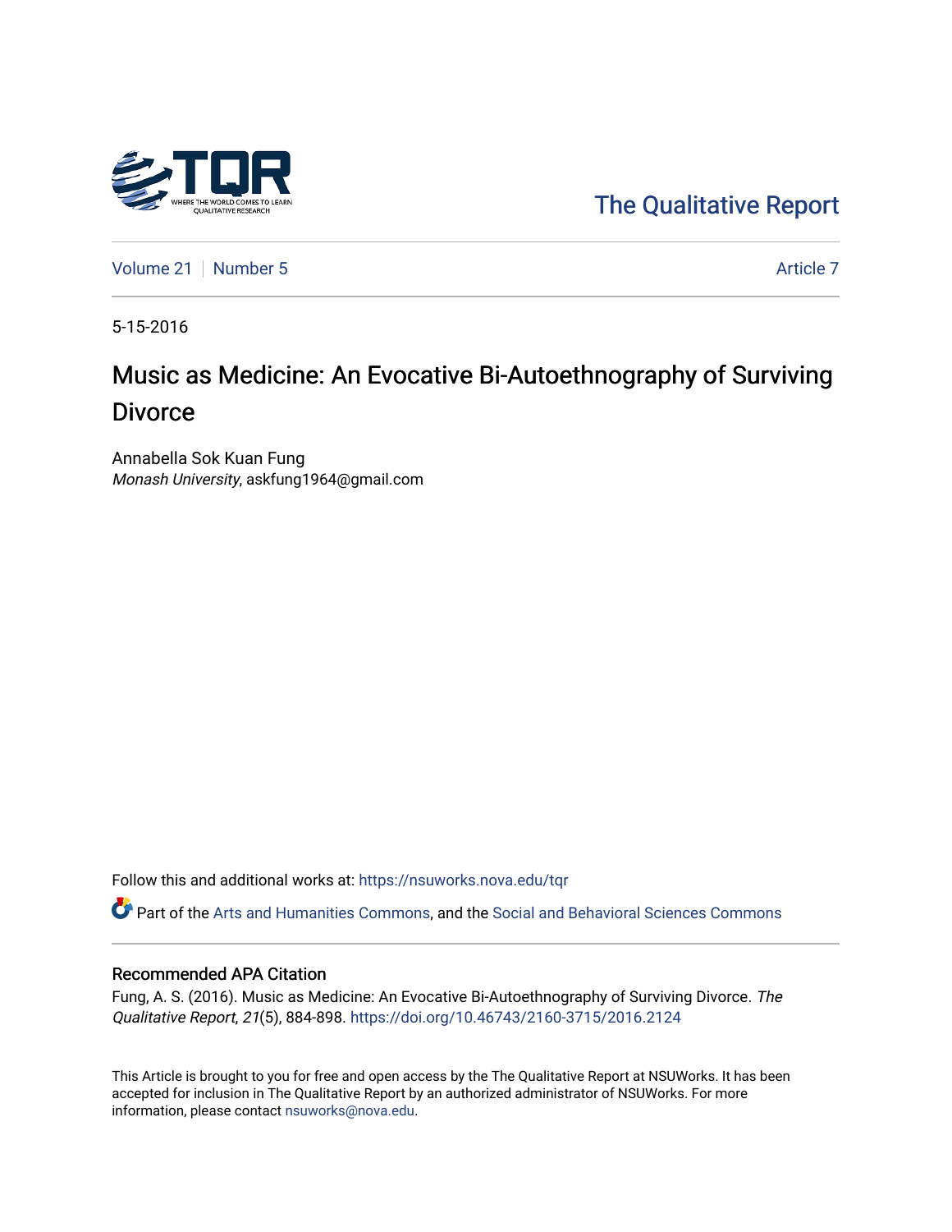The Qualitative Report

Volume 21 | Number 5 | Article 7

5-15-2016

# Music as Medicine: An Evocative Bi-Autoethnography of Surviving Divorce

Annabella Sok Kuan Fung
*Monash University*, askfung1964@gmail.com

Follow this and additional works at: https://nsuworks.nova.edu/tqr

Part of the Arts and Humanities Commons, and the Social and Behavioral Sciences Commons

## Recommended APA Citation

Fung, A. S. (2016). Music as Medicine: An Evocative Bi-Autoethnography of Surviving Divorce. *The Qualitative Report*, *21*(5), 884-898. https://doi.org/10.46743/2160-3715/2016.2124

This Article is brought to you for free and open access by the The Qualitative Report at NSUWorks. It has been accepted for inclusion in The Qualitative Report by an authorized administrator of NSUWorks. For more information, please contact nsuworks@nova.edu.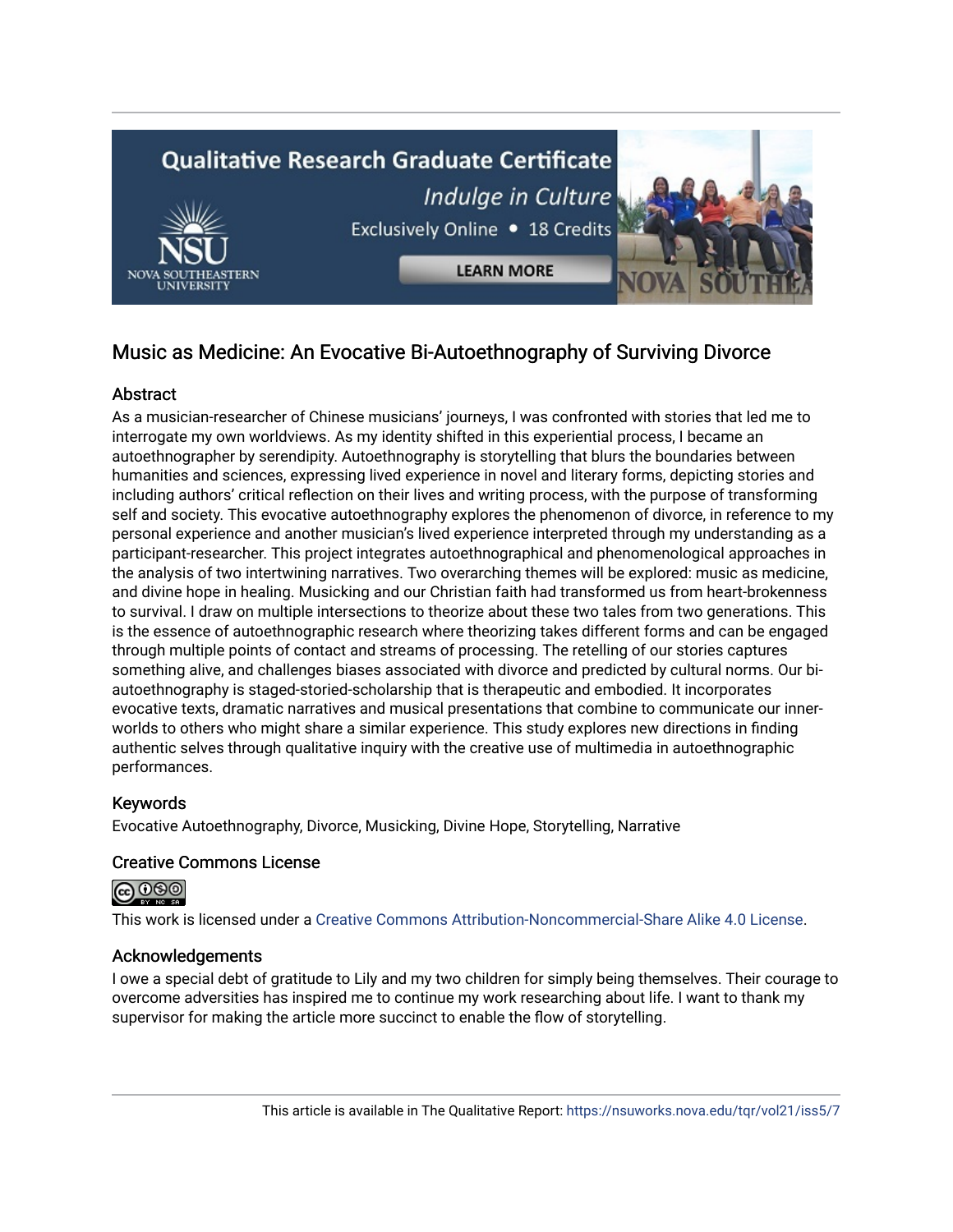# Music as Medicine: An Evocative Bi-Autoethnography of Surviving Divorce

## Abstract

As a musician-researcher of Chinese musicians' journeys, I was confronted with stories that led me to interrogate my own worldviews. As my identity shifted in this experiential process, I became an autoethnographer by serendipity. Autoethnography is storytelling that blurs the boundaries between humanities and sciences, expressing lived experience in novel and literary forms, depicting stories and including authors' critical reflection on their lives and writing process, with the purpose of transforming self and society. This evocative autoethnography explores the phenomenon of divorce, in reference to my personal experience and another musician's lived experience interpreted through my understanding as a participant-researcher. This project integrates autoethnographical and phenomenological approaches in the analysis of two intertwining narratives. Two overarching themes will be explored: music as medicine, and divine hope in healing. Musicking and our Christian faith had transformed us from heart-brokenness to survival. I draw on multiple intersections to theorize about these two tales from two generations. This is the essence of autoethnographic research where theorizing takes different forms and can be engaged through multiple points of contact and streams of processing. The retelling of our stories captures something alive, and challenges biases associated with divorce and predicted by cultural norms. Our bi-autoethnography is staged-storied-scholarship that is therapeutic and embodied. It incorporates evocative texts, dramatic narratives and musical presentations that combine to communicate our inner-worlds to others who might share a similar experience. This study explores new directions in finding authentic selves through qualitative inquiry with the creative use of multimedia in autoethnographic performances.

## Keywords

Evocative Autoethnography, Divorce, Musicking, Divine Hope, Storytelling, Narrative

## Creative Commons License

This work is licensed under a Creative Commons Attribution-Noncommercial-Share Alike 4.0 License.

## Acknowledgements

I owe a special debt of gratitude to Lily and my two children for simply being themselves. Their courage to overcome adversities has inspired me to continue my work researching about life. I want to thank my supervisor for making the article more succinct to enable the flow of storytelling.

This article is available in The Qualitative Report: https://nsuworks.nova.edu/tqr/vol21/iss5/7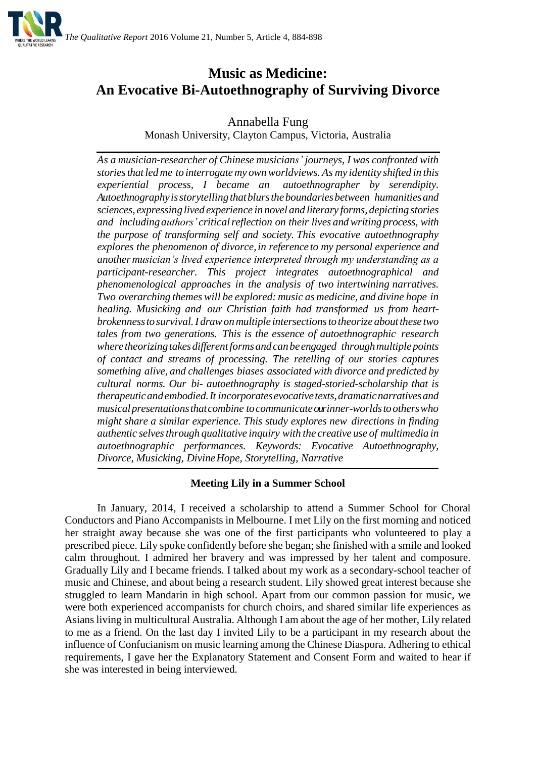# Music as Medicine: An Evocative Bi-Autoethnography of Surviving Divorce

Annabella Fung

Monash University, Clayton Campus, Victoria, Australia

*As a musician-researcher of Chinese musicians' journeys, I was confronted with stories that led me to interrogate my own worldviews. As my identity shifted in this experiential process, I became an autoethnographer by serendipity. Autoethnography is storytelling that blurs the boundaries between humanities and sciences, expressing lived experience in novel and literary forms, depicting stories and including authors' critical reflection on their lives and writing process, with the purpose of transforming self and society. This evocative autoethnography explores the phenomenon of divorce, in reference to my personal experience and another musician's lived experience interpreted through my understanding as a participant-researcher. This project integrates autoethnographical and phenomenological approaches in the analysis of two intertwining narratives. Two overarching themes will be explored: music as medicine, and divine hope in healing. Musicking and our Christian faith had transformed us from heart-brokenness to survival. I draw on multiple intersections to theorize about these two tales from two generations. This is the essence of autoethnographic research where theorizing takes different forms and can be engaged through multiple points of contact and streams of processing. The retelling of our stories captures something alive, and challenges biases associated with divorce and predicted by cultural norms. Our bi- autoethnography is staged-storied-scholarship that is therapeutic and embodied. It incorporates evocative texts, dramatic narratives and musical presentations that combine to communicate our inner-worlds to others who might share a similar experience. This study explores new directions in finding authentic selves through qualitative inquiry with the creative use of multimedia in autoethnographic performances. Keywords: Evocative Autoethnography, Divorce, Musicking, Divine Hope, Storytelling, Narrative*

## Meeting Lily in a Summer School

In January, 2014, I received a scholarship to attend a Summer School for Choral Conductors and Piano Accompanists in Melbourne. I met Lily on the first morning and noticed her straight away because she was one of the first participants who volunteered to play a prescribed piece. Lily spoke confidently before she began; she finished with a smile and looked calm throughout. I admired her bravery and was impressed by her talent and composure. Gradually Lily and I became friends. I talked about my work as a secondary-school teacher of music and Chinese, and about being a research student. Lily showed great interest because she struggled to learn Mandarin in high school. Apart from our common passion for music, we were both experienced accompanists for church choirs, and shared similar life experiences as Asians living in multicultural Australia. Although I am about the age of her mother, Lily related to me as a friend. On the last day I invited Lily to be a participant in my research about the influence of Confucianism on music learning among the Chinese Diaspora. Adhering to ethical requirements, I gave her the Explanatory Statement and Consent Form and waited to hear if she was interested in being interviewed.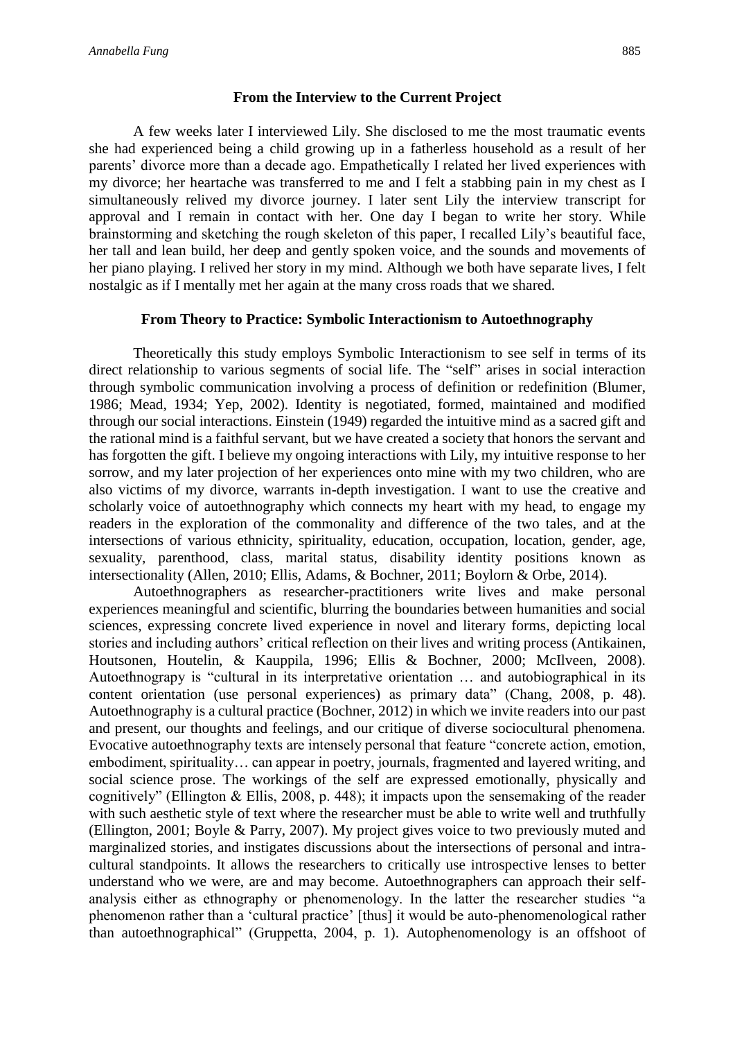## From the Interview to the Current Project

A few weeks later I interviewed Lily. She disclosed to me the most traumatic events she had experienced being a child growing up in a fatherless household as a result of her parents' divorce more than a decade ago. Empathetically I related her lived experiences with my divorce; her heartache was transferred to me and I felt a stabbing pain in my chest as I simultaneously relived my divorce journey. I later sent Lily the interview transcript for approval and I remain in contact with her. One day I began to write her story. While brainstorming and sketching the rough skeleton of this paper, I recalled Lily's beautiful face, her tall and lean build, her deep and gently spoken voice, and the sounds and movements of her piano playing. I relived her story in my mind. Although we both have separate lives, I felt nostalgic as if I mentally met her again at the many cross roads that we shared.

## From Theory to Practice: Symbolic Interactionism to Autoethnography

Theoretically this study employs Symbolic Interactionism to see self in terms of its direct relationship to various segments of social life. The "self" arises in social interaction through symbolic communication involving a process of definition or redefinition (Blumer, 1986; Mead, 1934; Yep, 2002). Identity is negotiated, formed, maintained and modified through our social interactions. Einstein (1949) regarded the intuitive mind as a sacred gift and the rational mind is a faithful servant, but we have created a society that honors the servant and has forgotten the gift. I believe my ongoing interactions with Lily, my intuitive response to her sorrow, and my later projection of her experiences onto mine with my two children, who are also victims of my divorce, warrants in-depth investigation. I want to use the creative and scholarly voice of autoethnography which connects my heart with my head, to engage my readers in the exploration of the commonality and difference of the two tales, and at the intersections of various ethnicity, spirituality, education, occupation, location, gender, age, sexuality, parenthood, class, marital status, disability identity positions known as intersectionality (Allen, 2010; Ellis, Adams, & Bochner, 2011; Boylorn & Orbe, 2014).

Autoethnographers as researcher-practitioners write lives and make personal experiences meaningful and scientific, blurring the boundaries between humanities and social sciences, expressing concrete lived experience in novel and literary forms, depicting local stories and including authors' critical reflection on their lives and writing process (Antikainen, Houtsonen, Houtelin, & Kauppila, 1996; Ellis & Bochner, 2000; McIlveen, 2008). Autoethnograpy is "cultural in its interpretative orientation … and autobiographical in its content orientation (use personal experiences) as primary data" (Chang, 2008, p. 48). Autoethnography is a cultural practice (Bochner, 2012) in which we invite readers into our past and present, our thoughts and feelings, and our critique of diverse sociocultural phenomena. Evocative autoethnography texts are intensely personal that feature "concrete action, emotion, embodiment, spirituality… can appear in poetry, journals, fragmented and layered writing, and social science prose. The workings of the self are expressed emotionally, physically and cognitively" (Ellington & Ellis, 2008, p. 448); it impacts upon the sensemaking of the reader with such aesthetic style of text where the researcher must be able to write well and truthfully (Ellington, 2001; Boyle & Parry, 2007). My project gives voice to two previously muted and marginalized stories, and instigates discussions about the intersections of personal and intra-cultural standpoints. It allows the researchers to critically use introspective lenses to better understand who we were, are and may become. Autoethnographers can approach their self-analysis either as ethnography or phenomenology. In the latter the researcher studies "a phenomenon rather than a 'cultural practice' [thus] it would be auto-phenomenological rather than autoethnographical" (Gruppetta, 2004, p. 1). Autophenomenology is an offshoot of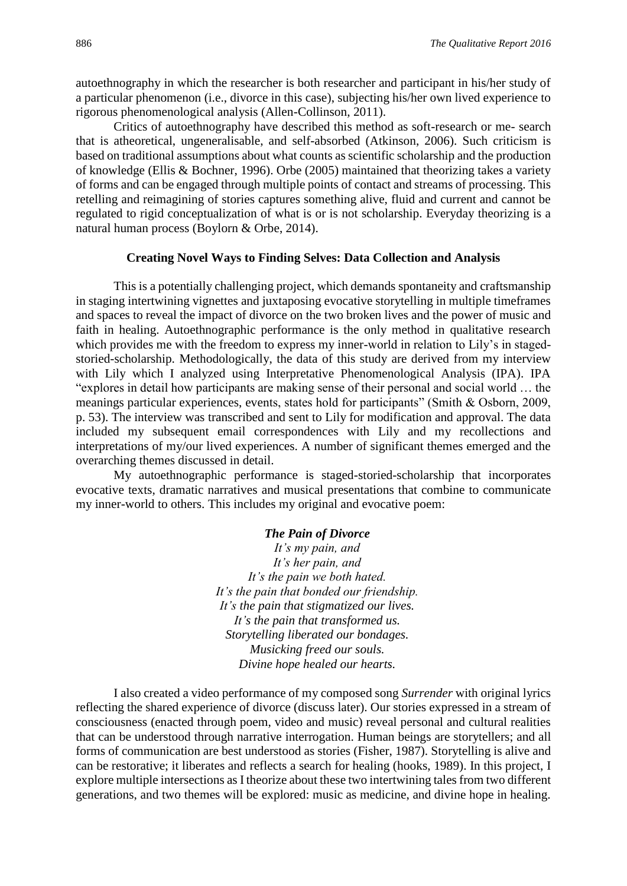autoethnography in which the researcher is both researcher and participant in his/her study of a particular phenomenon (i.e., divorce in this case), subjecting his/her own lived experience to rigorous phenomenological analysis (Allen-Collinson, 2011).

Critics of autoethnography have described this method as soft-research or me- search that is atheoretical, ungeneralisable, and self-absorbed (Atkinson, 2006). Such criticism is based on traditional assumptions about what counts as scientific scholarship and the production of knowledge (Ellis & Bochner, 1996). Orbe (2005) maintained that theorizing takes a variety of forms and can be engaged through multiple points of contact and streams of processing. This retelling and reimagining of stories captures something alive, fluid and current and cannot be regulated to rigid conceptualization of what is or is not scholarship. Everyday theorizing is a natural human process (Boylorn & Orbe, 2014).

## Creating Novel Ways to Finding Selves: Data Collection and Analysis

This is a potentially challenging project, which demands spontaneity and craftsmanship in staging intertwining vignettes and juxtaposing evocative storytelling in multiple timeframes and spaces to reveal the impact of divorce on the two broken lives and the power of music and faith in healing. Autoethnographic performance is the only method in qualitative research which provides me with the freedom to express my inner-world in relation to Lily's in staged-storied-scholarship. Methodologically, the data of this study are derived from my interview with Lily which I analyzed using Interpretative Phenomenological Analysis (IPA). IPA "explores in detail how participants are making sense of their personal and social world … the meanings particular experiences, events, states hold for participants" (Smith & Osborn, 2009, p. 53). The interview was transcribed and sent to Lily for modification and approval. The data included my subsequent email correspondences with Lily and my recollections and interpretations of my/our lived experiences. A number of significant themes emerged and the overarching themes discussed in detail.

My autoethnographic performance is staged-storied-scholarship that incorporates evocative texts, dramatic narratives and musical presentations that combine to communicate my inner-world to others. This includes my original and evocative poem:

***The Pain of Divorce***

*It's my pain, and*  
*It's her pain, and*  
*It's the pain we both hated.*  
*It's the pain that bonded our friendship.*  
*It's the pain that stigmatized our lives.*  
*It's the pain that transformed us.*  
*Storytelling liberated our bondages.*  
*Musicking freed our souls.*  
*Divine hope healed our hearts.*

I also created a video performance of my composed song *Surrender* with original lyrics reflecting the shared experience of divorce (discuss later). Our stories expressed in a stream of consciousness (enacted through poem, video and music) reveal personal and cultural realities that can be understood through narrative interrogation. Human beings are storytellers; and all forms of communication are best understood as stories (Fisher, 1987). Storytelling is alive and can be restorative; it liberates and reflects a search for healing (hooks, 1989). In this project, I explore multiple intersections as I theorize about these two intertwining tales from two different generations, and two themes will be explored: music as medicine, and divine hope in healing.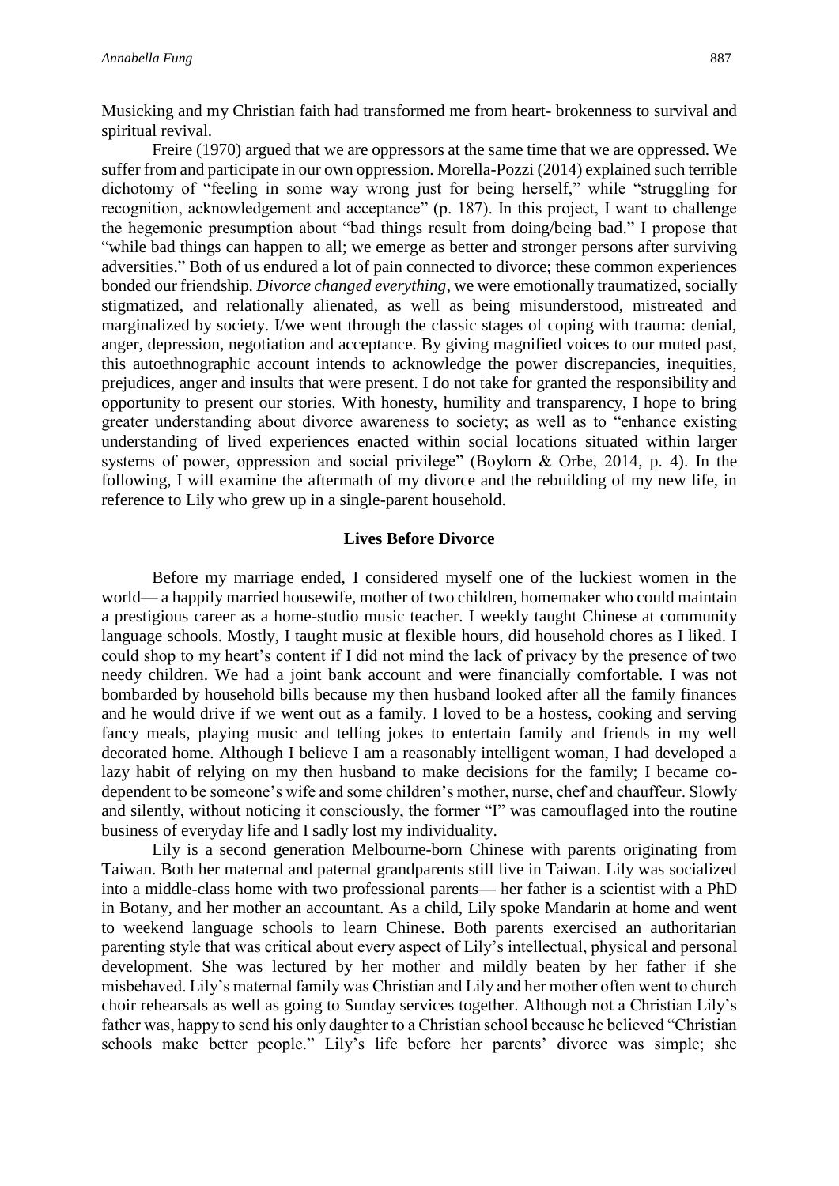Musicking and my Christian faith had transformed me from heart- brokenness to survival and spiritual revival.

Freire (1970) argued that we are oppressors at the same time that we are oppressed. We suffer from and participate in our own oppression. Morella-Pozzi (2014) explained such terrible dichotomy of "feeling in some way wrong just for being herself," while "struggling for recognition, acknowledgement and acceptance" (p. 187). In this project, I want to challenge the hegemonic presumption about "bad things result from doing/being bad." I propose that "while bad things can happen to all; we emerge as better and stronger persons after surviving adversities." Both of us endured a lot of pain connected to divorce; these common experiences bonded our friendship. *Divorce changed everything*, we were emotionally traumatized, socially stigmatized, and relationally alienated, as well as being misunderstood, mistreated and marginalized by society. I/we went through the classic stages of coping with trauma: denial, anger, depression, negotiation and acceptance. By giving magnified voices to our muted past, this autoethnographic account intends to acknowledge the power discrepancies, inequities, prejudices, anger and insults that were present. I do not take for granted the responsibility and opportunity to present our stories. With honesty, humility and transparency, I hope to bring greater understanding about divorce awareness to society; as well as to "enhance existing understanding of lived experiences enacted within social locations situated within larger systems of power, oppression and social privilege" (Boylorn & Orbe, 2014, p. 4). In the following, I will examine the aftermath of my divorce and the rebuilding of my new life, in reference to Lily who grew up in a single-parent household.

## Lives Before Divorce

Before my marriage ended, I considered myself one of the luckiest women in the world— a happily married housewife, mother of two children, homemaker who could maintain a prestigious career as a home-studio music teacher. I weekly taught Chinese at community language schools. Mostly, I taught music at flexible hours, did household chores as I liked. I could shop to my heart's content if I did not mind the lack of privacy by the presence of two needy children. We had a joint bank account and were financially comfortable. I was not bombarded by household bills because my then husband looked after all the family finances and he would drive if we went out as a family. I loved to be a hostess, cooking and serving fancy meals, playing music and telling jokes to entertain family and friends in my well decorated home. Although I believe I am a reasonably intelligent woman, I had developed a lazy habit of relying on my then husband to make decisions for the family; I became co-dependent to be someone's wife and some children's mother, nurse, chef and chauffeur. Slowly and silently, without noticing it consciously, the former "I" was camouflaged into the routine business of everyday life and I sadly lost my individuality.

Lily is a second generation Melbourne-born Chinese with parents originating from Taiwan. Both her maternal and paternal grandparents still live in Taiwan. Lily was socialized into a middle-class home with two professional parents— her father is a scientist with a PhD in Botany, and her mother an accountant. As a child, Lily spoke Mandarin at home and went to weekend language schools to learn Chinese. Both parents exercised an authoritarian parenting style that was critical about every aspect of Lily's intellectual, physical and personal development. She was lectured by her mother and mildly beaten by her father if she misbehaved. Lily's maternal family was Christian and Lily and her mother often went to church choir rehearsals as well as going to Sunday services together. Although not a Christian Lily's father was, happy to send his only daughter to a Christian school because he believed "Christian schools make better people." Lily's life before her parents' divorce was simple; she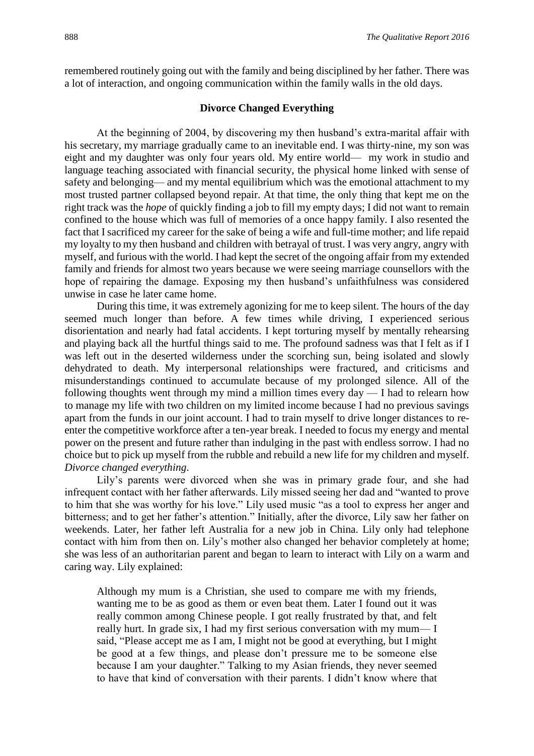remembered routinely going out with the family and being disciplined by her father. There was a lot of interaction, and ongoing communication within the family walls in the old days.

### Divorce Changed Everything

At the beginning of 2004, by discovering my then husband's extra-marital affair with his secretary, my marriage gradually came to an inevitable end. I was thirty-nine, my son was eight and my daughter was only four years old. My entire world— my work in studio and language teaching associated with financial security, the physical home linked with sense of safety and belonging— and my mental equilibrium which was the emotional attachment to my most trusted partner collapsed beyond repair. At that time, the only thing that kept me on the right track was the *hope* of quickly finding a job to fill my empty days; I did not want to remain confined to the house which was full of memories of a once happy family. I also resented the fact that I sacrificed my career for the sake of being a wife and full-time mother; and life repaid my loyalty to my then husband and children with betrayal of trust. I was very angry, angry with myself, and furious with the world. I had kept the secret of the ongoing affair from my extended family and friends for almost two years because we were seeing marriage counsellors with the hope of repairing the damage. Exposing my then husband's unfaithfulness was considered unwise in case he later came home.

During this time, it was extremely agonizing for me to keep silent. The hours of the day seemed much longer than before. A few times while driving, I experienced serious disorientation and nearly had fatal accidents. I kept torturing myself by mentally rehearsing and playing back all the hurtful things said to me. The profound sadness was that I felt as if I was left out in the deserted wilderness under the scorching sun, being isolated and slowly dehydrated to death. My interpersonal relationships were fractured, and criticisms and misunderstandings continued to accumulate because of my prolonged silence. All of the following thoughts went through my mind a million times every day — I had to relearn how to manage my life with two children on my limited income because I had no previous savings apart from the funds in our joint account. I had to train myself to drive longer distances to re-enter the competitive workforce after a ten-year break. I needed to focus my energy and mental power on the present and future rather than indulging in the past with endless sorrow. I had no choice but to pick up myself from the rubble and rebuild a new life for my children and myself. *Divorce changed everything*.

Lily's parents were divorced when she was in primary grade four, and she had infrequent contact with her father afterwards. Lily missed seeing her dad and "wanted to prove to him that she was worthy for his love." Lily used music "as a tool to express her anger and bitterness; and to get her father's attention." Initially, after the divorce, Lily saw her father on weekends. Later, her father left Australia for a new job in China. Lily only had telephone contact with him from then on. Lily's mother also changed her behavior completely at home; she was less of an authoritarian parent and began to learn to interact with Lily on a warm and caring way. Lily explained:

> Although my mum is a Christian, she used to compare me with my friends, wanting me to be as good as them or even beat them. Later I found out it was really common among Chinese people. I got really frustrated by that, and felt really hurt. In grade six, I had my first serious conversation with my mum— I said, "Please accept me as I am, I might not be good at everything, but I might be good at a few things, and please don't pressure me to be someone else because I am your daughter." Talking to my Asian friends, they never seemed to have that kind of conversation with their parents. I didn't know where that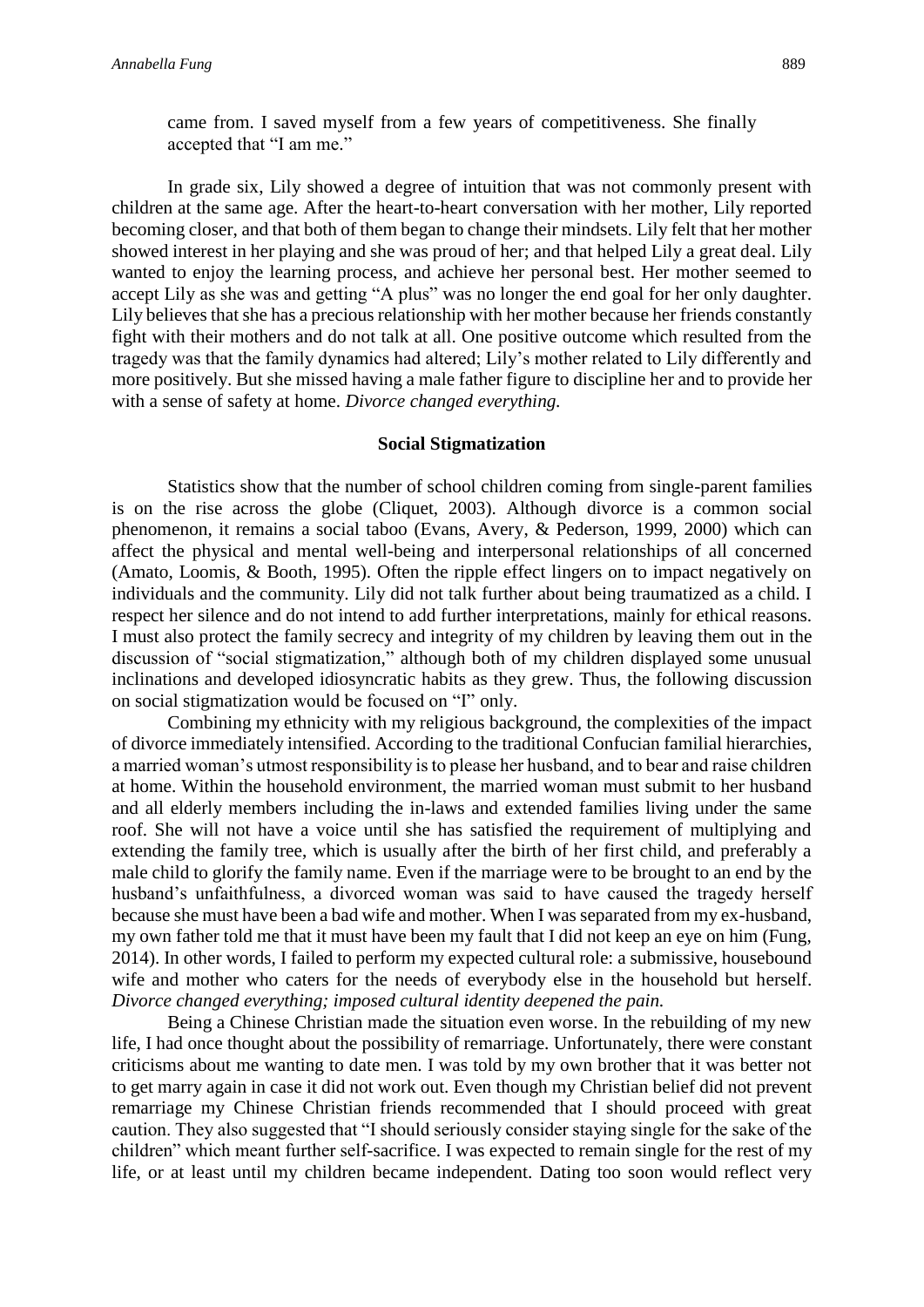came from. I saved myself from a few years of competitiveness. She finally accepted that "I am me."

In grade six, Lily showed a degree of intuition that was not commonly present with children at the same age. After the heart-to-heart conversation with her mother, Lily reported becoming closer, and that both of them began to change their mindsets. Lily felt that her mother showed interest in her playing and she was proud of her; and that helped Lily a great deal. Lily wanted to enjoy the learning process, and achieve her personal best. Her mother seemed to accept Lily as she was and getting "A plus" was no longer the end goal for her only daughter. Lily believes that she has a precious relationship with her mother because her friends constantly fight with their mothers and do not talk at all. One positive outcome which resulted from the tragedy was that the family dynamics had altered; Lily's mother related to Lily differently and more positively. But she missed having a male father figure to discipline her and to provide her with a sense of safety at home. *Divorce changed everything.*

## Social Stigmatization

Statistics show that the number of school children coming from single-parent families is on the rise across the globe (Cliquet, 2003). Although divorce is a common social phenomenon, it remains a social taboo (Evans, Avery, & Pederson, 1999, 2000) which can affect the physical and mental well-being and interpersonal relationships of all concerned (Amato, Loomis, & Booth, 1995). Often the ripple effect lingers on to impact negatively on individuals and the community. Lily did not talk further about being traumatized as a child. I respect her silence and do not intend to add further interpretations, mainly for ethical reasons. I must also protect the family secrecy and integrity of my children by leaving them out in the discussion of "social stigmatization," although both of my children displayed some unusual inclinations and developed idiosyncratic habits as they grew. Thus, the following discussion on social stigmatization would be focused on "I" only.

Combining my ethnicity with my religious background, the complexities of the impact of divorce immediately intensified. According to the traditional Confucian familial hierarchies, a married woman's utmost responsibility is to please her husband, and to bear and raise children at home. Within the household environment, the married woman must submit to her husband and all elderly members including the in-laws and extended families living under the same roof. She will not have a voice until she has satisfied the requirement of multiplying and extending the family tree, which is usually after the birth of her first child, and preferably a male child to glorify the family name. Even if the marriage were to be brought to an end by the husband's unfaithfulness, a divorced woman was said to have caused the tragedy herself because she must have been a bad wife and mother. When I was separated from my ex-husband, my own father told me that it must have been my fault that I did not keep an eye on him (Fung, 2014). In other words, I failed to perform my expected cultural role: a submissive, housebound wife and mother who caters for the needs of everybody else in the household but herself. *Divorce changed everything; imposed cultural identity deepened the pain.*

Being a Chinese Christian made the situation even worse. In the rebuilding of my new life, I had once thought about the possibility of remarriage. Unfortunately, there were constant criticisms about me wanting to date men. I was told by my own brother that it was better not to get marry again in case it did not work out. Even though my Christian belief did not prevent remarriage my Chinese Christian friends recommended that I should proceed with great caution. They also suggested that "I should seriously consider staying single for the sake of the children" which meant further self-sacrifice. I was expected to remain single for the rest of my life, or at least until my children became independent. Dating too soon would reflect very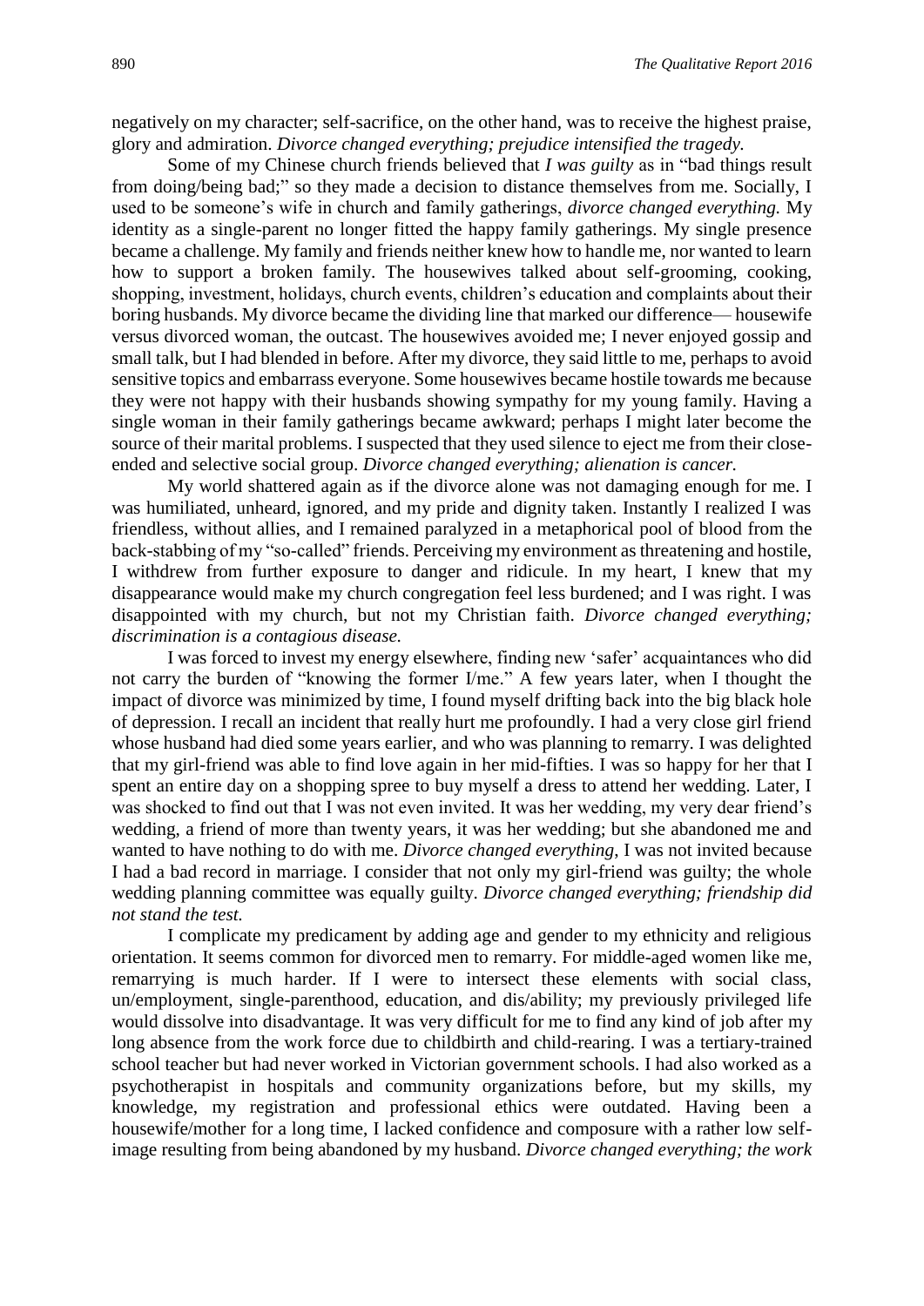negatively on my character; self-sacrifice, on the other hand, was to receive the highest praise, glory and admiration. *Divorce changed everything; prejudice intensified the tragedy.*

Some of my Chinese church friends believed that *I was guilty* as in "bad things result from doing/being bad;" so they made a decision to distance themselves from me. Socially, I used to be someone's wife in church and family gatherings, *divorce changed everything.* My identity as a single-parent no longer fitted the happy family gatherings. My single presence became a challenge. My family and friends neither knew how to handle me, nor wanted to learn how to support a broken family. The housewives talked about self-grooming, cooking, shopping, investment, holidays, church events, children's education and complaints about their boring husbands. My divorce became the dividing line that marked our difference— housewife versus divorced woman, the outcast. The housewives avoided me; I never enjoyed gossip and small talk, but I had blended in before. After my divorce, they said little to me, perhaps to avoid sensitive topics and embarrass everyone. Some housewives became hostile towards me because they were not happy with their husbands showing sympathy for my young family. Having a single woman in their family gatherings became awkward; perhaps I might later become the source of their marital problems. I suspected that they used silence to eject me from their close-ended and selective social group. *Divorce changed everything; alienation is cancer.*

My world shattered again as if the divorce alone was not damaging enough for me. I was humiliated, unheard, ignored, and my pride and dignity taken. Instantly I realized I was friendless, without allies, and I remained paralyzed in a metaphorical pool of blood from the back-stabbing of my "so-called" friends. Perceiving my environment as threatening and hostile, I withdrew from further exposure to danger and ridicule. In my heart, I knew that my disappearance would make my church congregation feel less burdened; and I was right. I was disappointed with my church, but not my Christian faith. *Divorce changed everything; discrimination is a contagious disease.*

I was forced to invest my energy elsewhere, finding new 'safer' acquaintances who did not carry the burden of "knowing the former I/me." A few years later, when I thought the impact of divorce was minimized by time, I found myself drifting back into the big black hole of depression. I recall an incident that really hurt me profoundly. I had a very close girl friend whose husband had died some years earlier, and who was planning to remarry. I was delighted that my girl-friend was able to find love again in her mid-fifties. I was so happy for her that I spent an entire day on a shopping spree to buy myself a dress to attend her wedding. Later, I was shocked to find out that I was not even invited. It was her wedding, my very dear friend's wedding, a friend of more than twenty years, it was her wedding; but she abandoned me and wanted to have nothing to do with me. *Divorce changed everything,* I was not invited because I had a bad record in marriage. I consider that not only my girl-friend was guilty; the whole wedding planning committee was equally guilty. *Divorce changed everything; friendship did not stand the test.*

I complicate my predicament by adding age and gender to my ethnicity and religious orientation. It seems common for divorced men to remarry. For middle-aged women like me, remarrying is much harder. If I were to intersect these elements with social class, un/employment, single-parenthood, education, and dis/ability; my previously privileged life would dissolve into disadvantage. It was very difficult for me to find any kind of job after my long absence from the work force due to childbirth and child-rearing. I was a tertiary-trained school teacher but had never worked in Victorian government schools. I had also worked as a psychotherapist in hospitals and community organizations before, but my skills, my knowledge, my registration and professional ethics were outdated. Having been a housewife/mother for a long time, I lacked confidence and composure with a rather low self-image resulting from being abandoned by my husband. *Divorce changed everything; the work*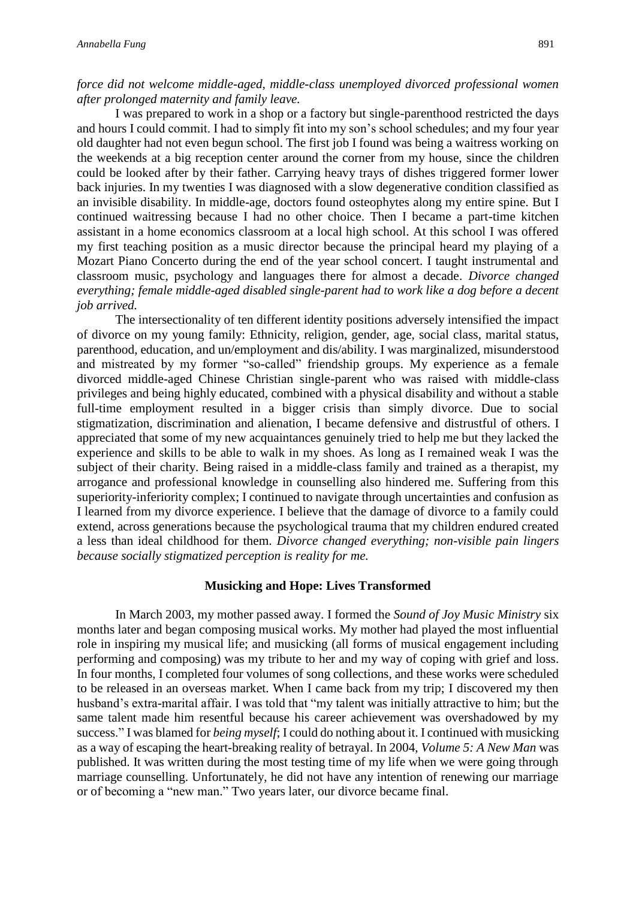*force did not welcome middle-aged, middle-class unemployed divorced professional women after prolonged maternity and family leave.*

I was prepared to work in a shop or a factory but single-parenthood restricted the days and hours I could commit. I had to simply fit into my son's school schedules; and my four year old daughter had not even begun school. The first job I found was being a waitress working on the weekends at a big reception center around the corner from my house, since the children could be looked after by their father. Carrying heavy trays of dishes triggered former lower back injuries. In my twenties I was diagnosed with a slow degenerative condition classified as an invisible disability. In middle-age, doctors found osteophytes along my entire spine. But I continued waitressing because I had no other choice. Then I became a part-time kitchen assistant in a home economics classroom at a local high school. At this school I was offered my first teaching position as a music director because the principal heard my playing of a Mozart Piano Concerto during the end of the year school concert. I taught instrumental and classroom music, psychology and languages there for almost a decade. *Divorce changed everything; female middle-aged disabled single-parent had to work like a dog before a decent job arrived.*

The intersectionality of ten different identity positions adversely intensified the impact of divorce on my young family: Ethnicity, religion, gender, age, social class, marital status, parenthood, education, and un/employment and dis/ability. I was marginalized, misunderstood and mistreated by my former "so-called" friendship groups. My experience as a female divorced middle-aged Chinese Christian single-parent who was raised with middle-class privileges and being highly educated, combined with a physical disability and without a stable full-time employment resulted in a bigger crisis than simply divorce. Due to social stigmatization, discrimination and alienation, I became defensive and distrustful of others. I appreciated that some of my new acquaintances genuinely tried to help me but they lacked the experience and skills to be able to walk in my shoes. As long as I remained weak I was the subject of their charity. Being raised in a middle-class family and trained as a therapist, my arrogance and professional knowledge in counselling also hindered me. Suffering from this superiority-inferiority complex; I continued to navigate through uncertainties and confusion as I learned from my divorce experience. I believe that the damage of divorce to a family could extend, across generations because the psychological trauma that my children endured created a less than ideal childhood for them. *Divorce changed everything; non-visible pain lingers because socially stigmatized perception is reality for me.*

## Musicking and Hope: Lives Transformed

In March 2003, my mother passed away. I formed the *Sound of Joy Music Ministry* six months later and began composing musical works. My mother had played the most influential role in inspiring my musical life; and musicking (all forms of musical engagement including performing and composing) was my tribute to her and my way of coping with grief and loss. In four months, I completed four volumes of song collections, and these works were scheduled to be released in an overseas market. When I came back from my trip; I discovered my then husband's extra-marital affair. I was told that "my talent was initially attractive to him; but the same talent made him resentful because his career achievement was overshadowed by my success." I was blamed for *being myself*; I could do nothing about it. I continued with musicking as a way of escaping the heart-breaking reality of betrayal. In 2004, *Volume 5: A New Man* was published. It was written during the most testing time of my life when we were going through marriage counselling. Unfortunately, he did not have any intention of renewing our marriage or of becoming a "new man." Two years later, our divorce became final.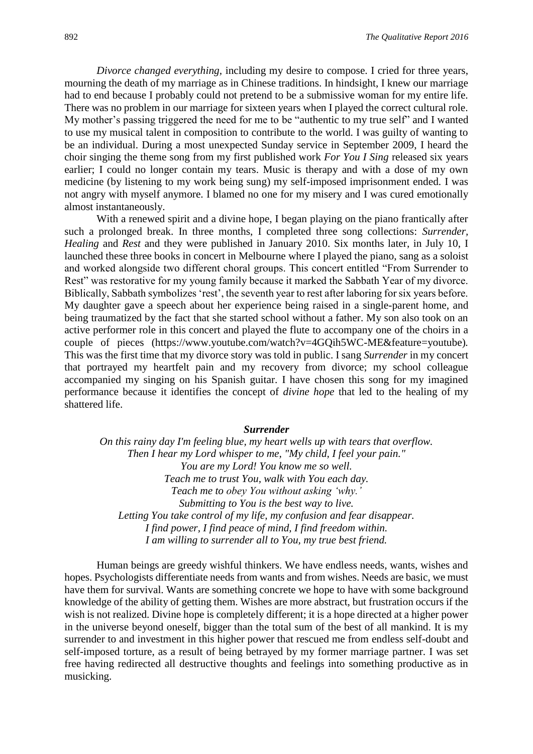*Divorce changed everything*, including my desire to compose. I cried for three years, mourning the death of my marriage as in Chinese traditions. In hindsight, I knew our marriage had to end because I probably could not pretend to be a submissive woman for my entire life. There was no problem in our marriage for sixteen years when I played the correct cultural role. My mother's passing triggered the need for me to be "authentic to my true self" and I wanted to use my musical talent in composition to contribute to the world. I was guilty of wanting to be an individual. During a most unexpected Sunday service in September 2009, I heard the choir singing the theme song from my first published work *For You I Sing* released six years earlier; I could no longer contain my tears. Music is therapy and with a dose of my own medicine (by listening to my work being sung) my self-imposed imprisonment ended. I was not angry with myself anymore. I blamed no one for my misery and I was cured emotionally almost instantaneously.

With a renewed spirit and a divine hope, I began playing on the piano frantically after such a prolonged break. In three months, I completed three song collections: *Surrender, Healing* and *Rest* and they were published in January 2010. Six months later, in July 10, I launched these three books in concert in Melbourne where I played the piano, sang as a soloist and worked alongside two different choral groups. This concert entitled "From Surrender to Rest" was restorative for my young family because it marked the Sabbath Year of my divorce. Biblically, Sabbath symbolizes 'rest', the seventh year to rest after laboring for six years before. My daughter gave a speech about her experience being raised in a single-parent home, and being traumatized by the fact that she started school without a father. My son also took on an active performer role in this concert and played the flute to accompany one of the choirs in a couple of pieces (https://www.youtube.com/watch?v=4GQih5WC-ME&feature=youtube). This was the first time that my divorce story was told in public. I sang *Surrender* in my concert that portrayed my heartfelt pain and my recovery from divorce; my school colleague accompanied my singing on his Spanish guitar. I have chosen this song for my imagined performance because it identifies the concept of *divine hope* that led to the healing of my shattered life.

***Surrender***

*On this rainy day I'm feeling blue, my heart wells up with tears that overflow.*
*Then I hear my Lord whisper to me, "My child, I feel your pain."*
*You are my Lord! You know me so well.*
*Teach me to trust You, walk with You each day.*
*Teach me to obey You without asking 'why.'*
*Submitting to You is the best way to live.*
*Letting You take control of my life, my confusion and fear disappear.*
*I find power, I find peace of mind, I find freedom within.*
*I am willing to surrender all to You, my true best friend.*

Human beings are greedy wishful thinkers. We have endless needs, wants, wishes and hopes. Psychologists differentiate needs from wants and from wishes. Needs are basic, we must have them for survival. Wants are something concrete we hope to have with some background knowledge of the ability of getting them. Wishes are more abstract, but frustration occurs if the wish is not realized. Divine hope is completely different; it is a hope directed at a higher power in the universe beyond oneself, bigger than the total sum of the best of all mankind. It is my surrender to and investment in this higher power that rescued me from endless self-doubt and self-imposed torture, as a result of being betrayed by my former marriage partner. I was set free having redirected all destructive thoughts and feelings into something productive as in musicking.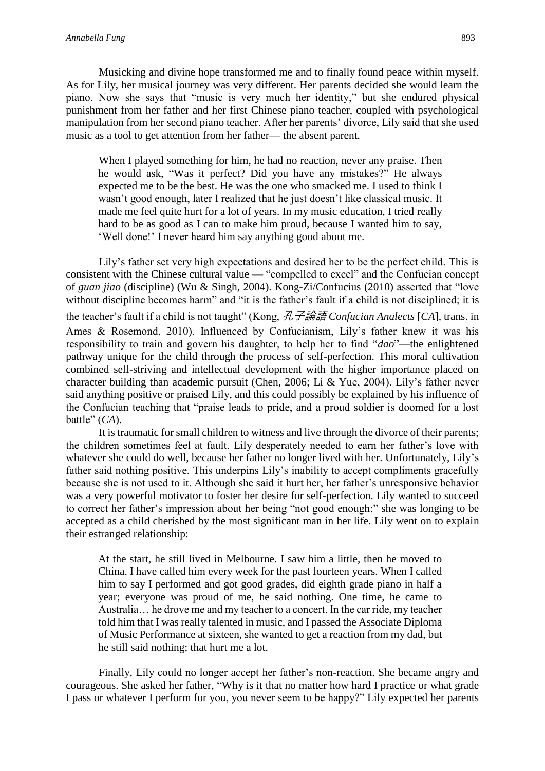Musicking and divine hope transformed me and to finally found peace within myself. As for Lily, her musical journey was very different. Her parents decided she would learn the piano. Now she says that "music is very much her identity," but she endured physical punishment from her father and her first Chinese piano teacher, coupled with psychological manipulation from her second piano teacher. After her parents' divorce, Lily said that she used music as a tool to get attention from her father— the absent parent.

> When I played something for him, he had no reaction, never any praise. Then he would ask, "Was it perfect? Did you have any mistakes?" He always expected me to be the best. He was the one who smacked me. I used to think I wasn't good enough, later I realized that he just doesn't like classical music. It made me feel quite hurt for a lot of years. In my music education, I tried really hard to be as good as I can to make him proud, because I wanted him to say, 'Well done!' I never heard him say anything good about me.

Lily's father set very high expectations and desired her to be the perfect child. This is consistent with the Chinese cultural value — "compelled to excel" and the Confucian concept of *guan jiao* (discipline) (Wu & Singh, 2004). Kong-Zi/Confucius (2010) asserted that "love without discipline becomes harm" and "it is the father's fault if a child is not disciplined; it is the teacher's fault if a child is not taught" (Kong, *孔子論語 Confucian Analects* [*CA*], trans. in Ames & Rosemond, 2010). Influenced by Confucianism, Lily's father knew it was his responsibility to train and govern his daughter, to help her to find "*dao*"—the enlightened pathway unique for the child through the process of self-perfection. This moral cultivation combined self-striving and intellectual development with the higher importance placed on character building than academic pursuit (Chen, 2006; Li & Yue, 2004). Lily's father never said anything positive or praised Lily, and this could possibly be explained by his influence of the Confucian teaching that "praise leads to pride, and a proud soldier is doomed for a lost battle" (*CA*).

It is traumatic for small children to witness and live through the divorce of their parents; the children sometimes feel at fault. Lily desperately needed to earn her father's love with whatever she could do well, because her father no longer lived with her. Unfortunately, Lily's father said nothing positive. This underpins Lily's inability to accept compliments gracefully because she is not used to it. Although she said it hurt her, her father's unresponsive behavior was a very powerful motivator to foster her desire for self-perfection. Lily wanted to succeed to correct her father's impression about her being "not good enough;" she was longing to be accepted as a child cherished by the most significant man in her life. Lily went on to explain their estranged relationship:

> At the start, he still lived in Melbourne. I saw him a little, then he moved to China. I have called him every week for the past fourteen years. When I called him to say I performed and got good grades, did eighth grade piano in half a year; everyone was proud of me, he said nothing. One time, he came to Australia… he drove me and my teacher to a concert. In the car ride, my teacher told him that I was really talented in music, and I passed the Associate Diploma of Music Performance at sixteen, she wanted to get a reaction from my dad, but he still said nothing; that hurt me a lot.

Finally, Lily could no longer accept her father's non-reaction. She became angry and courageous. She asked her father, "Why is it that no matter how hard I practice or what grade I pass or whatever I perform for you, you never seem to be happy?" Lily expected her parents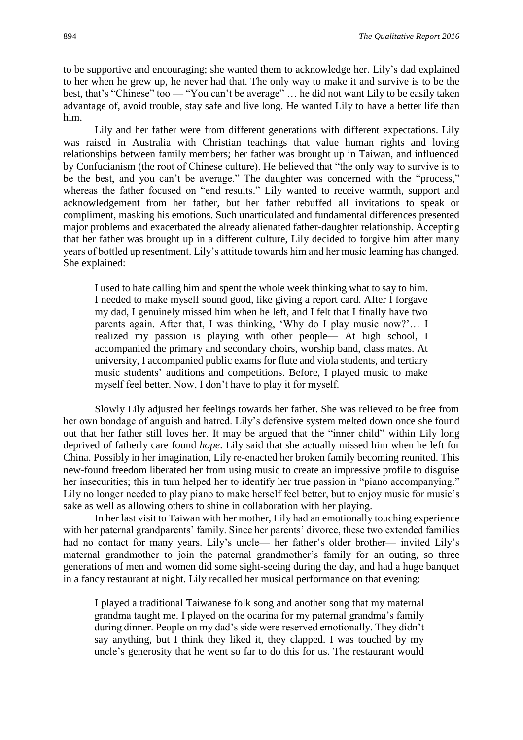to be supportive and encouraging; she wanted them to acknowledge her. Lily's dad explained to her when he grew up, he never had that. The only way to make it and survive is to be the best, that's "Chinese" too — "You can't be average" … he did not want Lily to be easily taken advantage of, avoid trouble, stay safe and live long. He wanted Lily to have a better life than him.

Lily and her father were from different generations with different expectations. Lily was raised in Australia with Christian teachings that value human rights and loving relationships between family members; her father was brought up in Taiwan, and influenced by Confucianism (the root of Chinese culture). He believed that "the only way to survive is to be the best, and you can't be average." The daughter was concerned with the "process," whereas the father focused on "end results." Lily wanted to receive warmth, support and acknowledgement from her father, but her father rebuffed all invitations to speak or compliment, masking his emotions. Such unarticulated and fundamental differences presented major problems and exacerbated the already alienated father-daughter relationship. Accepting that her father was brought up in a different culture, Lily decided to forgive him after many years of bottled up resentment. Lily's attitude towards him and her music learning has changed. She explained:

> I used to hate calling him and spent the whole week thinking what to say to him. I needed to make myself sound good, like giving a report card. After I forgave my dad, I genuinely missed him when he left, and I felt that I finally have two parents again. After that, I was thinking, 'Why do I play music now?'… I realized my passion is playing with other people— At high school, I accompanied the primary and secondary choirs, worship band, class mates. At university, I accompanied public exams for flute and viola students, and tertiary music students' auditions and competitions. Before, I played music to make myself feel better. Now, I don't have to play it for myself.

Slowly Lily adjusted her feelings towards her father. She was relieved to be free from her own bondage of anguish and hatred. Lily's defensive system melted down once she found out that her father still loves her. It may be argued that the "inner child" within Lily long deprived of fatherly care found *hope*. Lily said that she actually missed him when he left for China. Possibly in her imagination, Lily re-enacted her broken family becoming reunited. This new-found freedom liberated her from using music to create an impressive profile to disguise her insecurities; this in turn helped her to identify her true passion in "piano accompanying." Lily no longer needed to play piano to make herself feel better, but to enjoy music for music's sake as well as allowing others to shine in collaboration with her playing.

In her last visit to Taiwan with her mother, Lily had an emotionally touching experience with her paternal grandparents' family. Since her parents' divorce, these two extended families had no contact for many years. Lily's uncle— her father's older brother— invited Lily's maternal grandmother to join the paternal grandmother's family for an outing, so three generations of men and women did some sight-seeing during the day, and had a huge banquet in a fancy restaurant at night. Lily recalled her musical performance on that evening:

> I played a traditional Taiwanese folk song and another song that my maternal grandma taught me. I played on the ocarina for my paternal grandma's family during dinner. People on my dad's side were reserved emotionally. They didn't say anything, but I think they liked it, they clapped. I was touched by my uncle's generosity that he went so far to do this for us. The restaurant would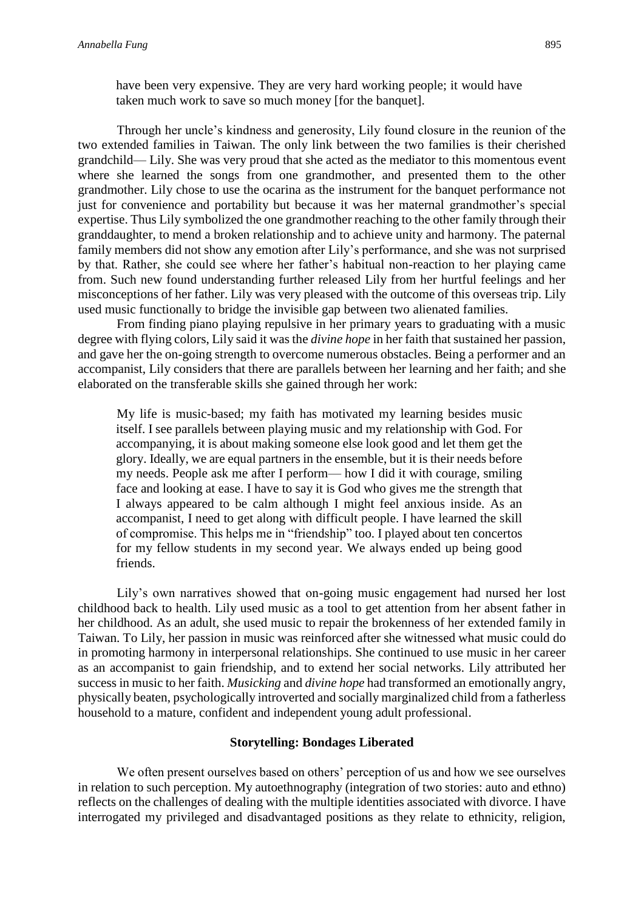> have been very expensive. They are very hard working people; it would have taken much work to save so much money [for the banquet].

Through her uncle's kindness and generosity, Lily found closure in the reunion of the two extended families in Taiwan. The only link between the two families is their cherished grandchild— Lily. She was very proud that she acted as the mediator to this momentous event where she learned the songs from one grandmother, and presented them to the other grandmother. Lily chose to use the ocarina as the instrument for the banquet performance not just for convenience and portability but because it was her maternal grandmother's special expertise. Thus Lily symbolized the one grandmother reaching to the other family through their granddaughter, to mend a broken relationship and to achieve unity and harmony. The paternal family members did not show any emotion after Lily's performance, and she was not surprised by that. Rather, she could see where her father's habitual non-reaction to her playing came from. Such new found understanding further released Lily from her hurtful feelings and her misconceptions of her father. Lily was very pleased with the outcome of this overseas trip. Lily used music functionally to bridge the invisible gap between two alienated families.

From finding piano playing repulsive in her primary years to graduating with a music degree with flying colors, Lily said it was the *divine hope* in her faith that sustained her passion, and gave her the on-going strength to overcome numerous obstacles. Being a performer and an accompanist, Lily considers that there are parallels between her learning and her faith; and she elaborated on the transferable skills she gained through her work:

> My life is music-based; my faith has motivated my learning besides music itself. I see parallels between playing music and my relationship with God. For accompanying, it is about making someone else look good and let them get the glory. Ideally, we are equal partners in the ensemble, but it is their needs before my needs. People ask me after I perform— how I did it with courage, smiling face and looking at ease. I have to say it is God who gives me the strength that I always appeared to be calm although I might feel anxious inside. As an accompanist, I need to get along with difficult people. I have learned the skill of compromise. This helps me in "friendship" too. I played about ten concertos for my fellow students in my second year. We always ended up being good friends.

Lily's own narratives showed that on-going music engagement had nursed her lost childhood back to health. Lily used music as a tool to get attention from her absent father in her childhood. As an adult, she used music to repair the brokenness of her extended family in Taiwan. To Lily, her passion in music was reinforced after she witnessed what music could do in promoting harmony in interpersonal relationships. She continued to use music in her career as an accompanist to gain friendship, and to extend her social networks. Lily attributed her success in music to her faith. *Musicking* and *divine hope* had transformed an emotionally angry, physically beaten, psychologically introverted and socially marginalized child from a fatherless household to a mature, confident and independent young adult professional.

## Storytelling: Bondages Liberated

We often present ourselves based on others' perception of us and how we see ourselves in relation to such perception. My autoethnography (integration of two stories: auto and ethno) reflects on the challenges of dealing with the multiple identities associated with divorce. I have interrogated my privileged and disadvantaged positions as they relate to ethnicity, religion,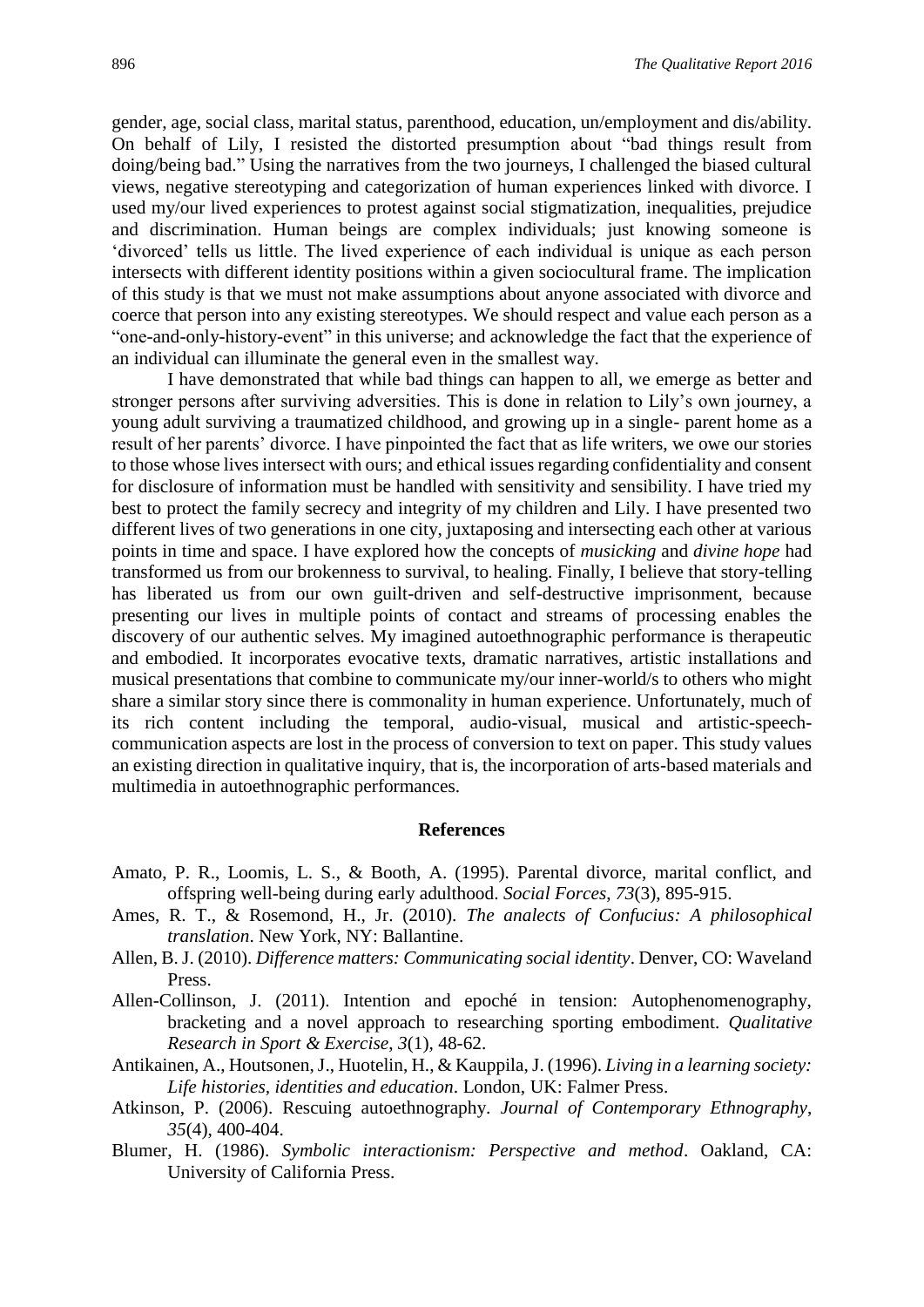gender, age, social class, marital status, parenthood, education, un/employment and dis/ability. On behalf of Lily, I resisted the distorted presumption about "bad things result from doing/being bad." Using the narratives from the two journeys, I challenged the biased cultural views, negative stereotyping and categorization of human experiences linked with divorce. I used my/our lived experiences to protest against social stigmatization, inequalities, prejudice and discrimination. Human beings are complex individuals; just knowing someone is 'divorced' tells us little. The lived experience of each individual is unique as each person intersects with different identity positions within a given sociocultural frame. The implication of this study is that we must not make assumptions about anyone associated with divorce and coerce that person into any existing stereotypes. We should respect and value each person as a "one-and-only-history-event" in this universe; and acknowledge the fact that the experience of an individual can illuminate the general even in the smallest way.

I have demonstrated that while bad things can happen to all, we emerge as better and stronger persons after surviving adversities. This is done in relation to Lily's own journey, a young adult surviving a traumatized childhood, and growing up in a single- parent home as a result of her parents' divorce. I have pinpointed the fact that as life writers, we owe our stories to those whose lives intersect with ours; and ethical issues regarding confidentiality and consent for disclosure of information must be handled with sensitivity and sensibility. I have tried my best to protect the family secrecy and integrity of my children and Lily. I have presented two different lives of two generations in one city, juxtaposing and intersecting each other at various points in time and space. I have explored how the concepts of *musicking* and *divine hope* had transformed us from our brokenness to survival, to healing. Finally, I believe that story-telling has liberated us from our own guilt-driven and self-destructive imprisonment, because presenting our lives in multiple points of contact and streams of processing enables the discovery of our authentic selves. My imagined autoethnographic performance is therapeutic and embodied. It incorporates evocative texts, dramatic narratives, artistic installations and musical presentations that combine to communicate my/our inner-world/s to others who might share a similar story since there is commonality in human experience. Unfortunately, much of its rich content including the temporal, audio-visual, musical and artistic-speech-communication aspects are lost in the process of conversion to text on paper. This study values an existing direction in qualitative inquiry, that is, the incorporation of arts-based materials and multimedia in autoethnographic performances.

## References

Amato, P. R., Loomis, L. S., & Booth, A. (1995). Parental divorce, marital conflict, and offspring well-being during early adulthood. *Social Forces*, *73*(3), 895-915.

Ames, R. T., & Rosemond, H., Jr. (2010). *The analects of Confucius: A philosophical translation*. New York, NY: Ballantine.

Allen, B. J. (2010). *Difference matters: Communicating social identity*. Denver, CO: Waveland Press.

Allen-Collinson, J. (2011). Intention and epoché in tension: Autophenomenography, bracketing and a novel approach to researching sporting embodiment. *Qualitative Research in Sport & Exercise*, *3*(1), 48-62.

Antikainen, A., Houtsonen, J., Huotelin, H., & Kauppila, J. (1996). *Living in a learning society: Life histories, identities and education*. London, UK: Falmer Press.

Atkinson, P. (2006). Rescuing autoethnography. *Journal of Contemporary Ethnography*, *35*(4), 400-404.

Blumer, H. (1986). *Symbolic interactionism: Perspective and method*. Oakland, CA: University of California Press.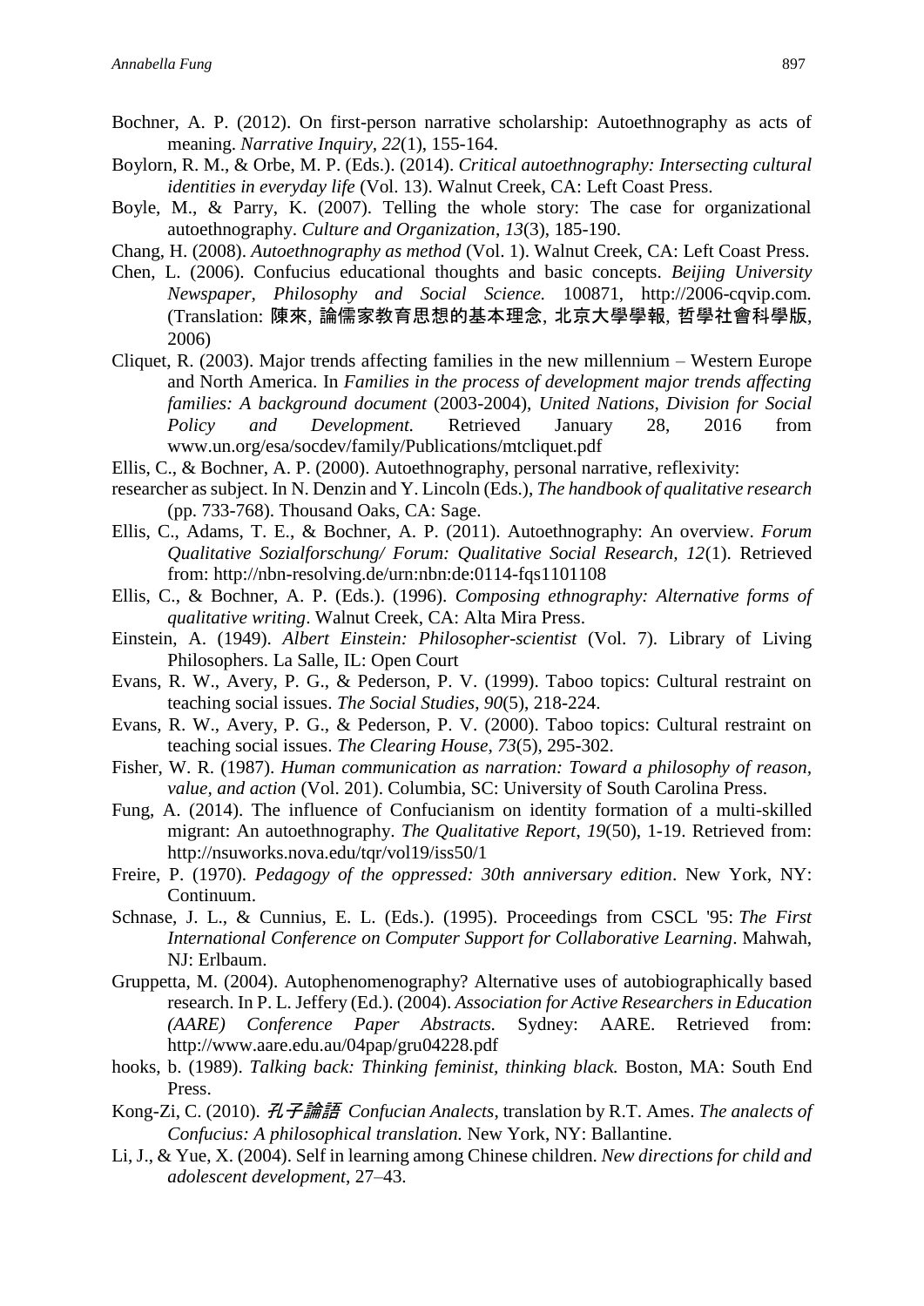Bochner, A. P. (2012). On first-person narrative scholarship: Autoethnography as acts of meaning. *Narrative Inquiry, 22*(1), 155-164.

Boylorn, R. M., & Orbe, M. P. (Eds.). (2014). *Critical autoethnography: Intersecting cultural identities in everyday life* (Vol. 13). Walnut Creek, CA: Left Coast Press.

Boyle, M., & Parry, K. (2007). Telling the whole story: The case for organizational autoethnography. *Culture and Organization*, *13*(3), 185-190.

Chang, H. (2008). *Autoethnography as method* (Vol. 1). Walnut Creek, CA: Left Coast Press.

Chen, L. (2006). Confucius educational thoughts and basic concepts. *Beijing University Newspaper, Philosophy and Social Science.* 100871, http://2006-cqvip.com. (Translation: **陳來**, **論儒家教育思想的基本理念**, **北京大學學報**, **哲學社會科學版**, 2006)

Cliquet, R. (2003). Major trends affecting families in the new millennium – Western Europe and North America. In *Families in the process of development major trends affecting families: A background document* (2003-2004), *United Nations, Division for Social Policy and Development.* Retrieved January 28, 2016 from www.un.org/esa/socdev/family/Publications/mtcliquet.pdf

Ellis, C., & Bochner, A. P. (2000). Autoethnography, personal narrative, reflexivity:
researcher as subject. In N. Denzin and Y. Lincoln (Eds.), *The handbook of qualitative research* (pp. 733-768). Thousand Oaks, CA: Sage.

Ellis, C., Adams, T. E., & Bochner, A. P. (2011). Autoethnography: An overview. *Forum Qualitative Sozialforschung/ Forum: Qualitative Social Research*, *12*(1). Retrieved from: http://nbn-resolving.de/urn:nbn:de:0114-fqs1101108

Ellis, C., & Bochner, A. P. (Eds.). (1996). *Composing ethnography: Alternative forms of qualitative writing*. Walnut Creek, CA: Alta Mira Press.

Einstein, A. (1949). *Albert Einstein: Philosopher-scientist* (Vol. 7). Library of Living Philosophers. La Salle, IL: Open Court

Evans, R. W., Avery, P. G., & Pederson, P. V. (1999). Taboo topics: Cultural restraint on teaching social issues. *The Social Studies*, *90*(5), 218-224.

Evans, R. W., Avery, P. G., & Pederson, P. V. (2000). Taboo topics: Cultural restraint on teaching social issues. *The Clearing House*, *73*(5), 295-302.

Fisher, W. R. (1987). *Human communication as narration: Toward a philosophy of reason, value, and action* (Vol. 201). Columbia, SC: University of South Carolina Press.

Fung, A. (2014). The influence of Confucianism on identity formation of a multi-skilled migrant: An autoethnography. *The Qualitative Report*, *19*(50), 1-19. Retrieved from: http://nsuworks.nova.edu/tqr/vol19/iss50/1

Freire, P. (1970). *Pedagogy of the oppressed: 30th anniversary edition*. New York, NY: Continuum.

Schnase, J. L., & Cunnius, E. L. (Eds.). (1995). Proceedings from CSCL '95: *The First International Conference on Computer Support for Collaborative Learning*. Mahwah, NJ: Erlbaum.

Gruppetta, M. (2004). Autophenomenography? Alternative uses of autobiographically based research. In P. L. Jeffery (Ed.). (2004). *Association for Active Researchers in Education (AARE) Conference Paper Abstracts.* Sydney: AARE. Retrieved from: http://www.aare.edu.au/04pap/gru04228.pdf

hooks, b. (1989). *Talking back: Thinking feminist, thinking black.* Boston, MA: South End Press.

Kong-Zi, C. (2010). *孔子論語 Confucian Analects*, translation by R.T. Ames. *The analects of Confucius: A philosophical translation.* New York, NY: Ballantine.

Li, J., & Yue, X. (2004). Self in learning among Chinese children. *New directions for child and adolescent development*, 27–43.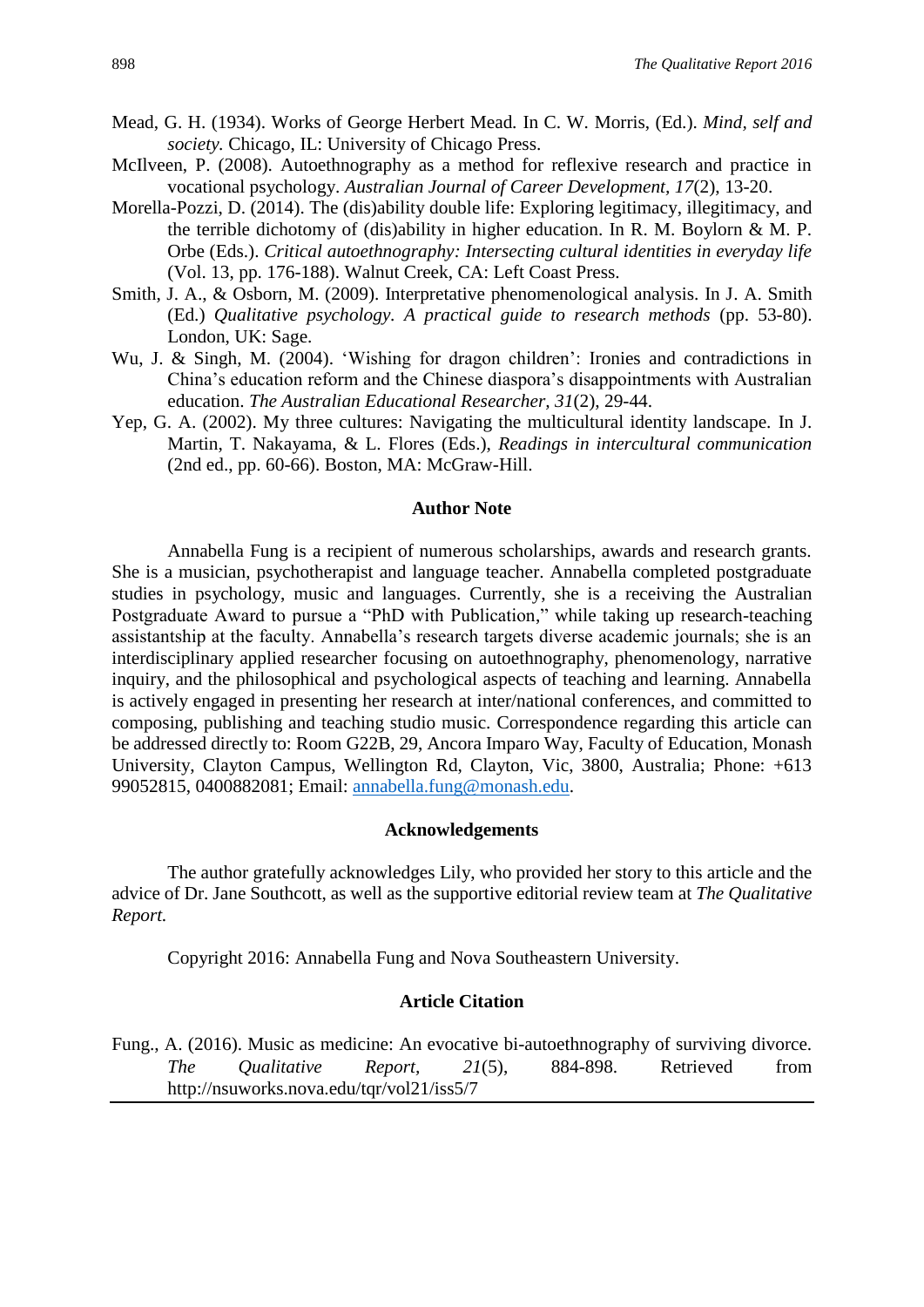Mead, G. H. (1934). Works of George Herbert Mead. In C. W. Morris, (Ed.). *Mind, self and society.* Chicago, IL: University of Chicago Press.

McIlveen, P. (2008). Autoethnography as a method for reflexive research and practice in vocational psychology. *Australian Journal of Career Development, 17*(2), 13-20.

Morella-Pozzi, D. (2014). The (dis)ability double life: Exploring legitimacy, illegitimacy, and the terrible dichotomy of (dis)ability in higher education. In R. M. Boylorn & M. P. Orbe (Eds.). *Critical autoethnography: Intersecting cultural identities in everyday life* (Vol. 13, pp. 176-188). Walnut Creek, CA: Left Coast Press.

Smith, J. A., & Osborn, M. (2009). Interpretative phenomenological analysis. In J. A. Smith (Ed.) *Qualitative psychology. A practical guide to research methods* (pp. 53-80). London, UK: Sage.

Wu, J. & Singh, M. (2004). 'Wishing for dragon children': Ironies and contradictions in China's education reform and the Chinese diaspora's disappointments with Australian education. *The Australian Educational Researcher, 31*(2), 29-44.

Yep, G. A. (2002). My three cultures: Navigating the multicultural identity landscape. In J. Martin, T. Nakayama, & L. Flores (Eds.), *Readings in intercultural communication* (2nd ed., pp. 60-66). Boston, MA: McGraw-Hill.

## Author Note

Annabella Fung is a recipient of numerous scholarships, awards and research grants. She is a musician, psychotherapist and language teacher. Annabella completed postgraduate studies in psychology, music and languages. Currently, she is a receiving the Australian Postgraduate Award to pursue a "PhD with Publication," while taking up research-teaching assistantship at the faculty. Annabella's research targets diverse academic journals; she is an interdisciplinary applied researcher focusing on autoethnography, phenomenology, narrative inquiry, and the philosophical and psychological aspects of teaching and learning. Annabella is actively engaged in presenting her research at inter/national conferences, and committed to composing, publishing and teaching studio music. Correspondence regarding this article can be addressed directly to: Room G22B, 29, Ancora Imparo Way, Faculty of Education, Monash University, Clayton Campus, Wellington Rd, Clayton, Vic, 3800, Australia; Phone: +613 99052815, 0400882081; Email: annabella.fung@monash.edu.

## Acknowledgements

The author gratefully acknowledges Lily, who provided her story to this article and the advice of Dr. Jane Southcott, as well as the supportive editorial review team at *The Qualitative Report.*

Copyright 2016: Annabella Fung and Nova Southeastern University.

## Article Citation

Fung., A. (2016). Music as medicine: An evocative bi-autoethnography of surviving divorce. *The Qualitative Report, 21*(5), 884-898. Retrieved from http://nsuworks.nova.edu/tqr/vol21/iss5/7